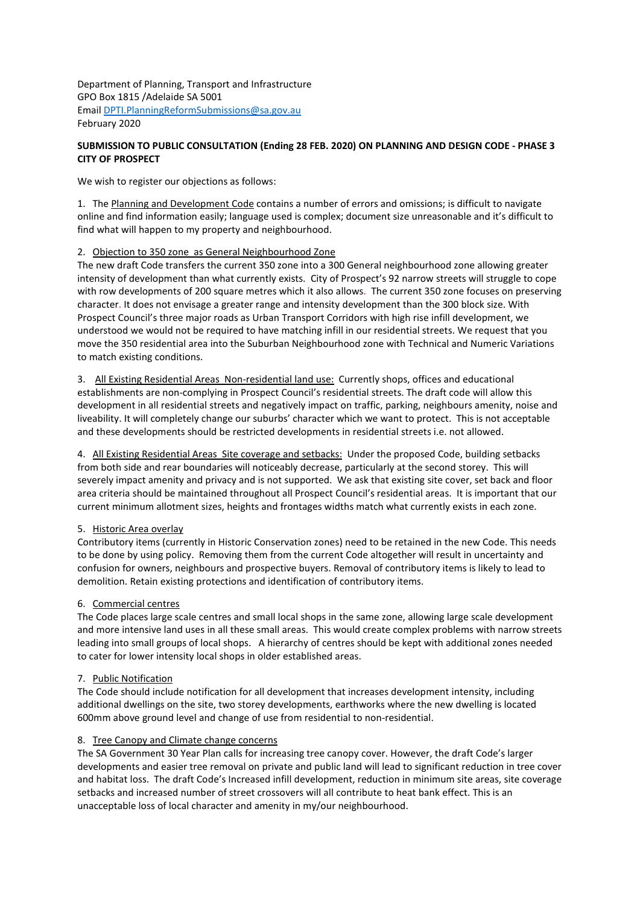Department of Planning, Transport and Infrastructure
GPO Box 1815 /Adelaide SA 5001
Email DPTI.PlanningReformSubmissions@sa.gov.au
February 2020

**SUBMISSION TO PUBLIC CONSULTATION (Ending 28 FEB. 2020) ON PLANNING AND DESIGN CODE - PHASE 3 CITY OF PROSPECT**

We wish to register our objections as follows:

1. The Planning and Development Code contains a number of errors and omissions; is difficult to navigate online and find information easily; language used is complex; document size unreasonable and it's difficult to find what will happen to my property and neighbourhood.

2. Objection to 350 zone as General Neighbourhood Zone
The new draft Code transfers the current 350 zone into a 300 General neighbourhood zone allowing greater intensity of development than what currently exists. City of Prospect's 92 narrow streets will struggle to cope with row developments of 200 square metres which it also allows. The current 350 zone focuses on preserving character. It does not envisage a greater range and intensity development than the 300 block size. With Prospect Council's three major roads as Urban Transport Corridors with high rise infill development, we understood we would not be required to have matching infill in our residential streets. We request that you move the 350 residential area into the Suburban Neighbourhood zone with Technical and Numeric Variations to match existing conditions.

3. All Existing Residential Areas Non-residential land use: Currently shops, offices and educational establishments are non-complying in Prospect Council's residential streets. The draft code will allow this development in all residential streets and negatively impact on traffic, parking, neighbours amenity, noise and liveability. It will completely change our suburbs' character which we want to protect. This is not acceptable and these developments should be restricted developments in residential streets i.e. not allowed.

4. All Existing Residential Areas Site coverage and setbacks: Under the proposed Code, building setbacks from both side and rear boundaries will noticeably decrease, particularly at the second storey. This will severely impact amenity and privacy and is not supported. We ask that existing site cover, set back and floor area criteria should be maintained throughout all Prospect Council's residential areas. It is important that our current minimum allotment sizes, heights and frontages widths match what currently exists in each zone.

5. Historic Area overlay
Contributory items (currently in Historic Conservation zones) need to be retained in the new Code. This needs to be done by using policy. Removing them from the current Code altogether will result in uncertainty and confusion for owners, neighbours and prospective buyers. Removal of contributory items is likely to lead to demolition. Retain existing protections and identification of contributory items.

6. Commercial centres
The Code places large scale centres and small local shops in the same zone, allowing large scale development and more intensive land uses in all these small areas. This would create complex problems with narrow streets leading into small groups of local shops. A hierarchy of centres should be kept with additional zones needed to cater for lower intensity local shops in older established areas.

7. Public Notification
The Code should include notification for all development that increases development intensity, including additional dwellings on the site, two storey developments, earthworks where the new dwelling is located 600mm above ground level and change of use from residential to non-residential.

8. Tree Canopy and Climate change concerns
The SA Government 30 Year Plan calls for increasing tree canopy cover. However, the draft Code's larger developments and easier tree removal on private and public land will lead to significant reduction in tree cover and habitat loss. The draft Code's Increased infill development, reduction in minimum site areas, site coverage setbacks and increased number of street crossovers will all contribute to heat bank effect. This is an unacceptable loss of local character and amenity in my/our neighbourhood.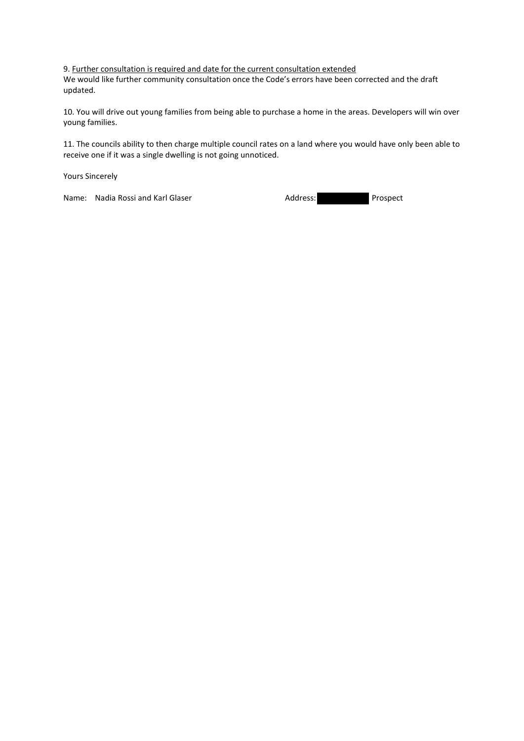9. <u>Further consultation is required and date for the current consultation extended</u>
We would like further community consultation once the Code's errors have been corrected and the draft updated.

10. You will drive out young families from being able to purchase a home in the areas. Developers will win over young families.

11. The councils ability to then charge multiple council rates on a land where you would have only been able to receive one if it was a single dwelling is not going unnoticed.

Yours Sincerely

Name: Nadia Rossi and Karl Glaser Address: ██████ Prospect